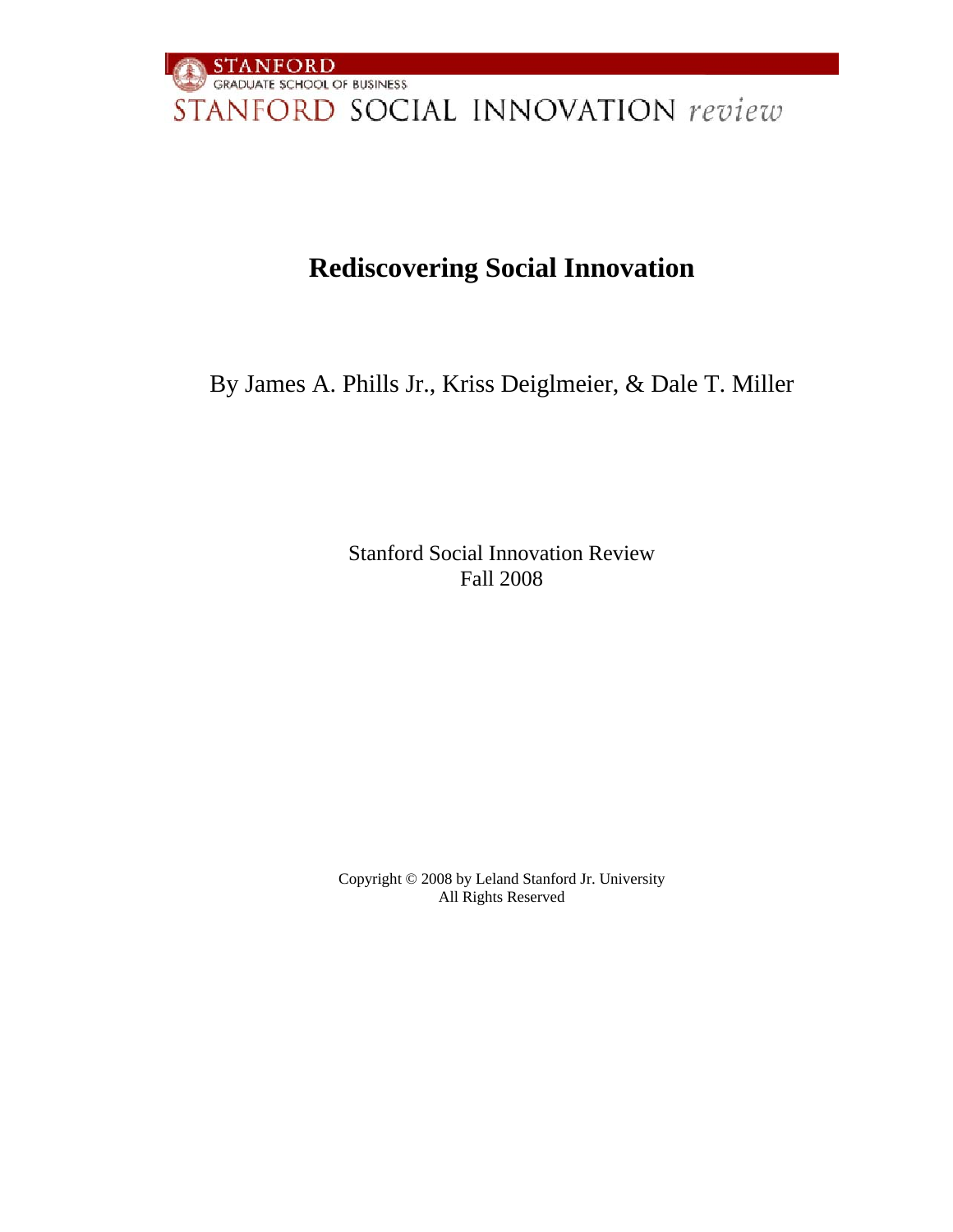STANFORD
GRADUATE SCHOOL OF BUSINESS
STANFORD SOCIAL INNOVATION *review*

# Rediscovering Social Innovation

By James A. Phills Jr., Kriss Deiglmeier, & Dale T. Miller

Stanford Social Innovation Review
Fall 2008

Copyright © 2008 by Leland Stanford Jr. University
All Rights Reserved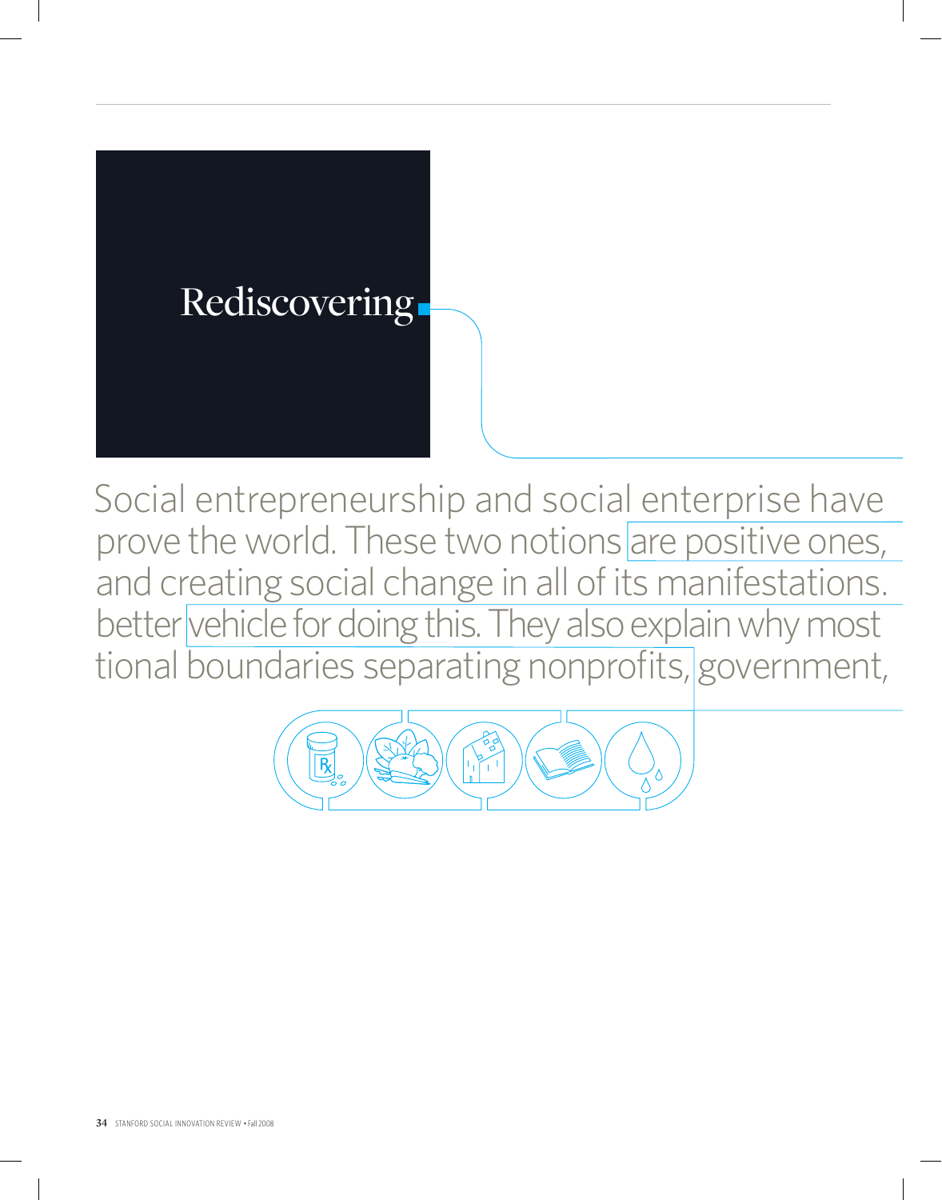# Rediscovering

Social entrepreneurship and social enterprise have
prove the world. These two notions are positive ones,
and creating social change in all of its manifestations.
better vehicle for doing this. They also explain why most
tional boundaries separating nonprofits, government,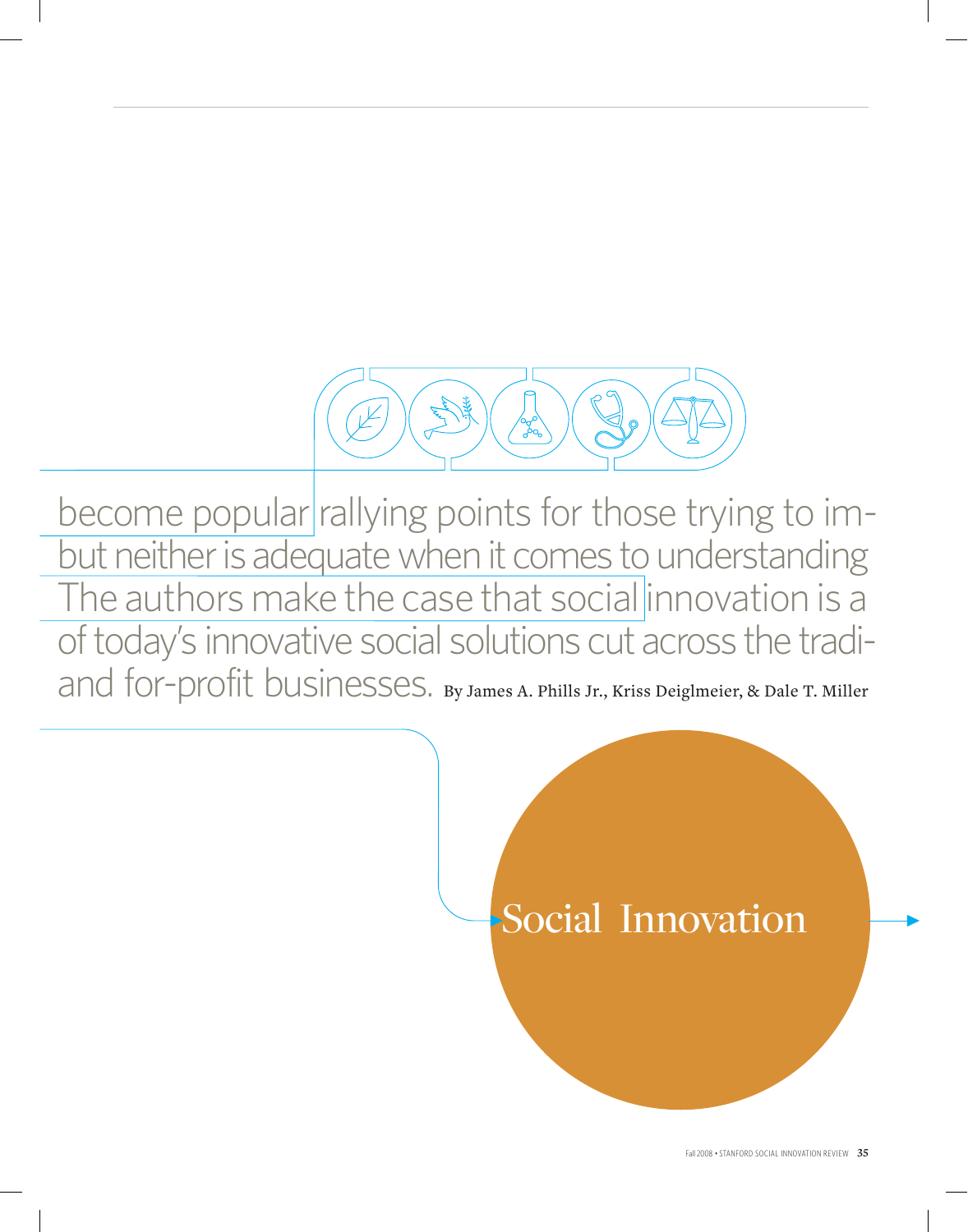become popular rallying points for those trying to im-
but neither is adequate when it comes to understanding
The authors make the case that social innovation is a
of today's innovative social solutions cut across the tradi-
and for-profit businesses. By James A. Phills Jr., Kriss Deiglmeier, & Dale T. Miller

# Social Innovation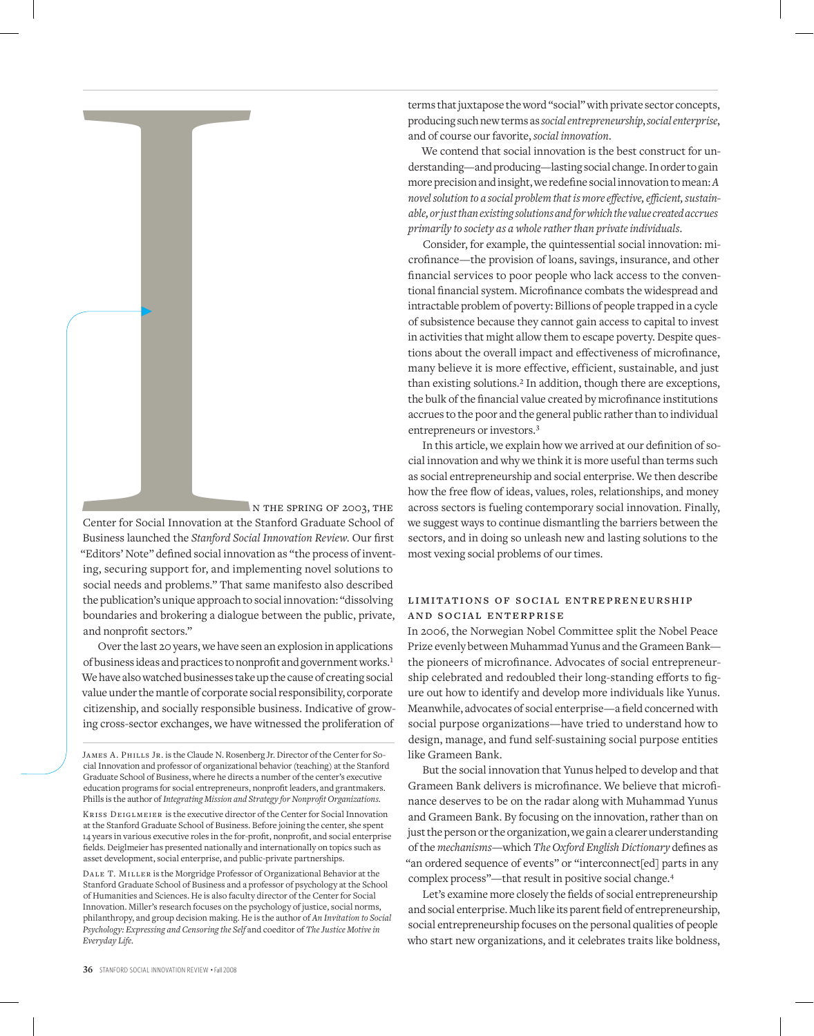In the spring of 2003, the Center for Social Innovation at the Stanford Graduate School of Business launched the *Stanford Social Innovation Review.* Our first "Editors' Note" defined social innovation as "the process of inventing, securing support for, and implementing novel solutions to social needs and problems." That same manifesto also described the publication's unique approach to social innovation: "dissolving boundaries and brokering a dialogue between the public, private, and nonprofit sectors."

Over the last 20 years, we have seen an explosion in applications of business ideas and practices to nonprofit and government works.[1] We have also watched businesses take up the cause of creating social value under the mantle of corporate social responsibility, corporate citizenship, and socially responsible business. Indicative of growing cross-sector exchanges, we have witnessed the proliferation of terms that juxtapose the word "social" with private sector concepts, producing such new terms as *social entrepreneurship, social enterprise,* and of course our favorite, *social innovation.*

We contend that social innovation is the best construct for understanding—and producing—lasting social change. In order to gain more precision and insight, we redefine social innovation to mean: *A novel solution to a social problem that is more effective, efficient, sustainable, or just than existing solutions and for which the value created accrues primarily to society as a whole rather than private individuals.*

Consider, for example, the quintessential social innovation: microfinance—the provision of loans, savings, insurance, and other financial services to poor people who lack access to the conventional financial system. Microfinance combats the widespread and intractable problem of poverty: Billions of people trapped in a cycle of subsistence because they cannot gain access to capital to invest in activities that might allow them to escape poverty. Despite questions about the overall impact and effectiveness of microfinance, many believe it is more effective, efficient, sustainable, and just than existing solutions.[2] In addition, though there are exceptions, the bulk of the financial value created by microfinance institutions accrues to the poor and the general public rather than to individual entrepreneurs or investors.[3]

In this article, we explain how we arrived at our definition of social innovation and why we think it is more useful than terms such as social entrepreneurship and social enterprise. We then describe how the free flow of ideas, values, roles, relationships, and money across sectors is fueling contemporary social innovation. Finally, we suggest ways to continue dismantling the barriers between the sectors, and in doing so unleash new and lasting solutions to the most vexing social problems of our times.

## Limitations of Social Entrepreneurship and Social Enterprise

In 2006, the Norwegian Nobel Committee split the Nobel Peace Prize evenly between Muhammad Yunus and the Grameen Bank—the pioneers of microfinance. Advocates of social entrepreneurship celebrated and redoubled their long-standing efforts to figure out how to identify and develop more individuals like Yunus. Meanwhile, advocates of social enterprise—a field concerned with social purpose organizations—have tried to understand how to design, manage, and fund self-sustaining social purpose entities like Grameen Bank.

But the social innovation that Yunus helped to develop and that Grameen Bank delivers is microfinance. We believe that microfinance deserves to be on the radar along with Muhammad Yunus and Grameen Bank. By focusing on the innovation, rather than on just the person or the organization, we gain a clearer understanding of the *mechanisms*—which *The Oxford English Dictionary* defines as "an ordered sequence of events" or "interconnect[ed] parts in any complex process"—that result in positive social change.[4]

Let's examine more closely the fields of social entrepreneurship and social enterprise. Much like its parent field of entrepreneurship, social entrepreneurship focuses on the personal qualities of people who start new organizations, and it celebrates traits like boldness,

James A. Phills Jr. is the Claude N. Rosenberg Jr. Director of the Center for Social Innovation and professor of organizational behavior (teaching) at the Stanford Graduate School of Business, where he directs a number of the center's executive education programs for social entrepreneurs, nonprofit leaders, and grantmakers. Phills is the author of *Integrating Mission and Strategy for Nonprofit Organizations.*

Kriss Deiglmeier is the executive director of the Center for Social Innovation at the Stanford Graduate School of Business. Before joining the center, she spent 14 years in various executive roles in the for-profit, nonprofit, and social enterprise fields. Deiglmeier has presented nationally and internationally on topics such as asset development, social enterprise, and public-private partnerships.

Dale T. Miller is the Morgridge Professor of Organizational Behavior at the Stanford Graduate School of Business and a professor of psychology at the School of Humanities and Sciences. He is also faculty director of the Center for Social Innovation. Miller's research focuses on the psychology of justice, social norms, philanthropy, and group decision making. He is the author of *An Invitation to Social Psychology: Expressing and Censoring the Self* and coeditor of *The Justice Motive in Everyday Life.*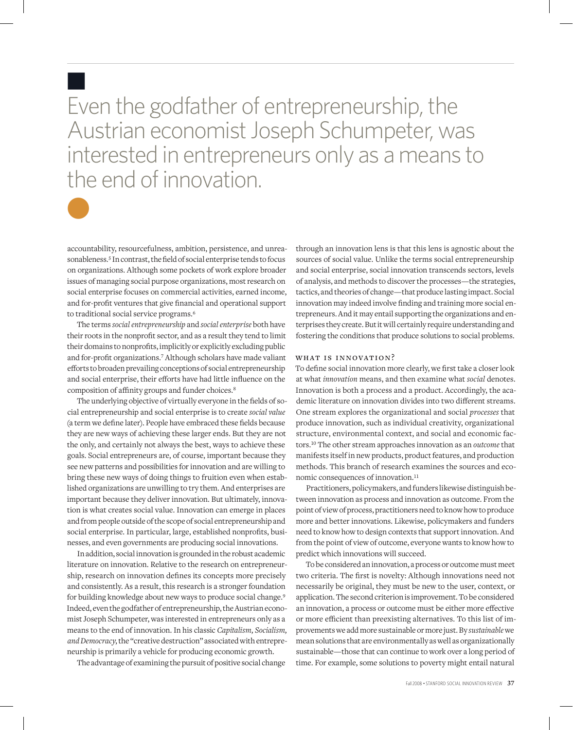Even the godfather of entrepreneurship, the Austrian economist Joseph Schumpeter, was interested in entrepreneurs only as a means to the end of innovation.

accountability, resourcefulness, ambition, persistence, and unreasonableness.[5] In contrast, the field of social enterprise tends to focus on organizations. Although some pockets of work explore broader issues of managing social purpose organizations, most research on social enterprise focuses on commercial activities, earned income, and for-profit ventures that give financial and operational support to traditional social service programs.[6]

The terms *social entrepreneurship* and *social enterprise* both have their roots in the nonprofit sector, and as a result they tend to limit their domains to nonprofits, implicitly or explicitly excluding public and for-profit organizations.[7] Although scholars have made valiant efforts to broaden prevailing conceptions of social entrepreneurship and social enterprise, their efforts have had little influence on the composition of affinity groups and funder choices.[8]

The underlying objective of virtually everyone in the fields of social entrepreneurship and social enterprise is to create *social value* (a term we define later). People have embraced these fields because they are new ways of achieving these larger ends. But they are not the only, and certainly not always the best, ways to achieve these goals. Social entrepreneurs are, of course, important because they see new patterns and possibilities for innovation and are willing to bring these new ways of doing things to fruition even when established organizations are unwilling to try them. And enterprises are important because they deliver innovation. But ultimately, innovation is what creates social value. Innovation can emerge in places and from people outside of the scope of social entrepreneurship and social enterprise. In particular, large, established nonprofits, businesses, and even governments are producing social innovations.

In addition, social innovation is grounded in the robust academic literature on innovation. Relative to the research on entrepreneurship, research on innovation defines its concepts more precisely and consistently. As a result, this research is a stronger foundation for building knowledge about new ways to produce social change.[9] Indeed, even the godfather of entrepreneurship, the Austrian economist Joseph Schumpeter, was interested in entrepreneurs only as a means to the end of innovation. In his classic *Capitalism, Socialism, and Democracy,* the "creative destruction" associated with entrepreneurship is primarily a vehicle for producing economic growth.

The advantage of examining the pursuit of positive social change through an innovation lens is that this lens is agnostic about the sources of social value. Unlike the terms social entrepreneurship and social enterprise, social innovation transcends sectors, levels of analysis, and methods to discover the processes—the strategies, tactics, and theories of change—that produce lasting impact. Social innovation may indeed involve finding and training more social entrepreneurs. And it may entail supporting the organizations and enterprises they create. But it will certainly require understanding and fostering the conditions that produce solutions to social problems.

## What Is Innovation?

To define social innovation more clearly, we first take a closer look at what *innovation* means, and then examine what *social* denotes. Innovation is both a process and a product. Accordingly, the academic literature on innovation divides into two different streams. One stream explores the organizational and social *processes* that produce innovation, such as individual creativity, organizational structure, environmental context, and social and economic factors.[10] The other stream approaches innovation as an *outcome* that manifests itself in new products, product features, and production methods. This branch of research examines the sources and economic consequences of innovation.[11]

Practitioners, policymakers, and funders likewise distinguish between innovation as process and innovation as outcome. From the point of view of process, practitioners need to know how to produce more and better innovations. Likewise, policymakers and funders need to know how to design contexts that support innovation. And from the point of view of outcome, everyone wants to know how to predict which innovations will succeed.

To be considered an innovation, a process or outcome must meet two criteria. The first is novelty: Although innovations need not necessarily be original, they must be new to the user, context, or application. The second criterion is improvement. To be considered an innovation, a process or outcome must be either more effective or more efficient than preexisting alternatives. To this list of improvements we add more sustainable or more just. By *sustainable* we mean solutions that are environmentally as well as organizationally sustainable—those that can continue to work over a long period of time. For example, some solutions to poverty might entail natural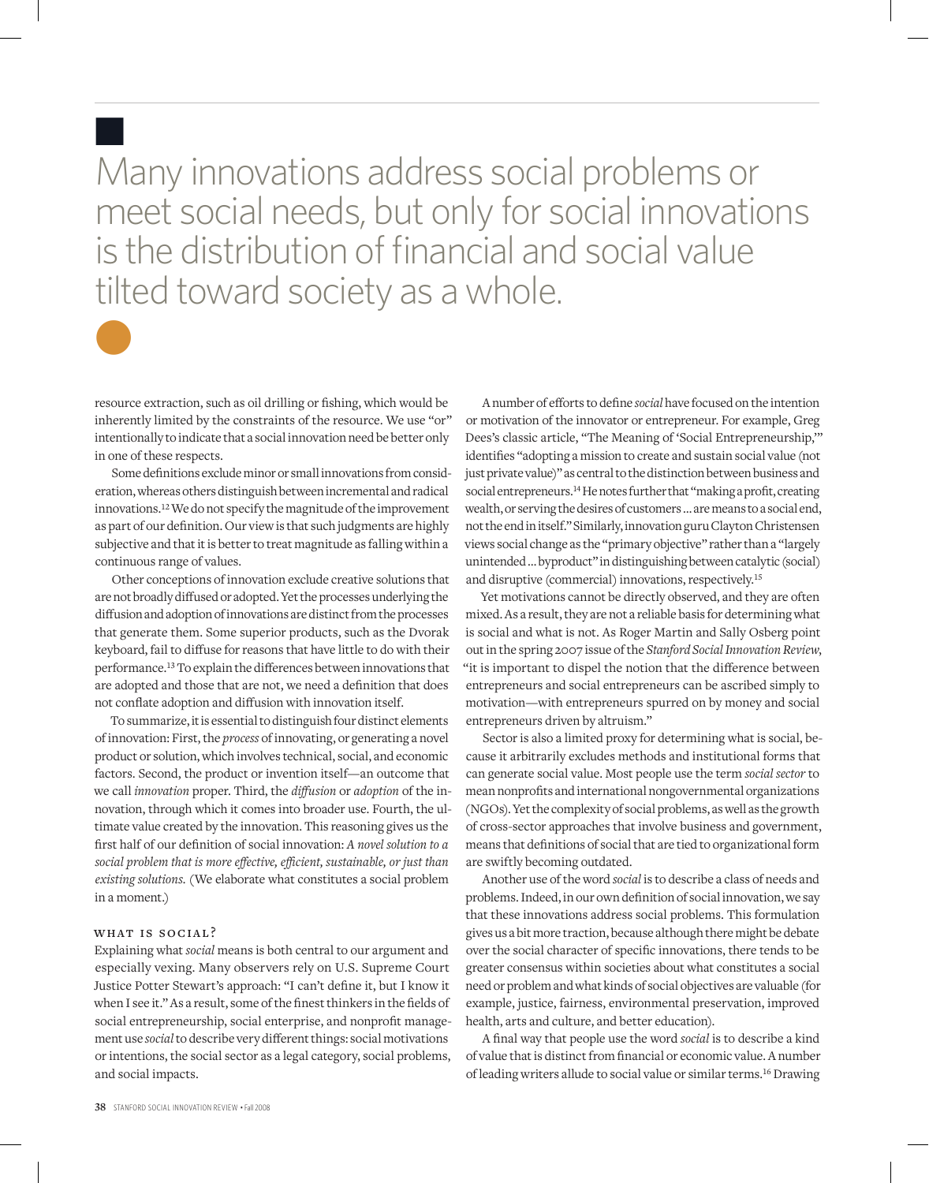> Many innovations address social problems or meet social needs, but only for social innovations is the distribution of financial and social value tilted toward society as a whole.

resource extraction, such as oil drilling or fishing, which would be inherently limited by the constraints of the resource. We use "or" intentionally to indicate that a social innovation need be better only in one of these respects.

Some definitions exclude minor or small innovations from consideration, whereas others distinguish between incremental and radical innovations.[12] We do not specify the magnitude of the improvement as part of our definition. Our view is that such judgments are highly subjective and that it is better to treat magnitude as falling within a continuous range of values.

Other conceptions of innovation exclude creative solutions that are not broadly diffused or adopted. Yet the processes underlying the diffusion and adoption of innovations are distinct from the processes that generate them. Some superior products, such as the Dvorak keyboard, fail to diffuse for reasons that have little to do with their performance.[13] To explain the differences between innovations that are adopted and those that are not, we need a definition that does not conflate adoption and diffusion with innovation itself.

To summarize, it is essential to distinguish four distinct elements of innovation: First, the *process* of innovating, or generating a novel product or solution, which involves technical, social, and economic factors. Second, the product or invention itself—an outcome that we call *innovation* proper. Third, the *diffusion* or *adoption* of the innovation, through which it comes into broader use. Fourth, the ultimate value created by the innovation. This reasoning gives us the first half of our definition of social innovation: *A novel solution to a social problem that is more effective, efficient, sustainable, or just than existing solutions.* (We elaborate what constitutes a social problem in a moment.)

## What Is Social?

Explaining what *social* means is both central to our argument and especially vexing. Many observers rely on U.S. Supreme Court Justice Potter Stewart's approach: "I can't define it, but I know it when I see it." As a result, some of the finest thinkers in the fields of social entrepreneurship, social enterprise, and nonprofit management use *social* to describe very different things: social motivations or intentions, the social sector as a legal category, social problems, and social impacts.

A number of efforts to define *social* have focused on the intention or motivation of the innovator or entrepreneur. For example, Greg Dees's classic article, "The Meaning of 'Social Entrepreneurship,'" identifies "adopting a mission to create and sustain social value (not just private value)" as central to the distinction between business and social entrepreneurs.[14] He notes further that "making a profit, creating wealth, or serving the desires of customers ... are means to a social end, not the end in itself." Similarly, innovation guru Clayton Christensen views social change as the "primary objective" rather than a "largely unintended ... byproduct" in distinguishing between catalytic (social) and disruptive (commercial) innovations, respectively.[15]

Yet motivations cannot be directly observed, and they are often mixed. As a result, they are not a reliable basis for determining what is social and what is not. As Roger Martin and Sally Osberg point out in the spring 2007 issue of the *Stanford Social Innovation Review*, "it is important to dispel the notion that the difference between entrepreneurs and social entrepreneurs can be ascribed simply to motivation—with entrepreneurs spurred on by money and social entrepreneurs driven by altruism."

Sector is also a limited proxy for determining what is social, because it arbitrarily excludes methods and institutional forms that can generate social value. Most people use the term *social sector* to mean nonprofits and international nongovernmental organizations (NGOs). Yet the complexity of social problems, as well as the growth of cross-sector approaches that involve business and government, means that definitions of social that are tied to organizational form are swiftly becoming outdated.

Another use of the word *social* is to describe a class of needs and problems. Indeed, in our own definition of social innovation, we say that these innovations address social problems. This formulation gives us a bit more traction, because although there might be debate over the social character of specific innovations, there tends to be greater consensus within societies about what constitutes a social need or problem and what kinds of social objectives are valuable (for example, justice, fairness, environmental preservation, improved health, arts and culture, and better education).

A final way that people use the word *social* is to describe a kind of value that is distinct from financial or economic value. A number of leading writers allude to social value or similar terms.[16] Drawing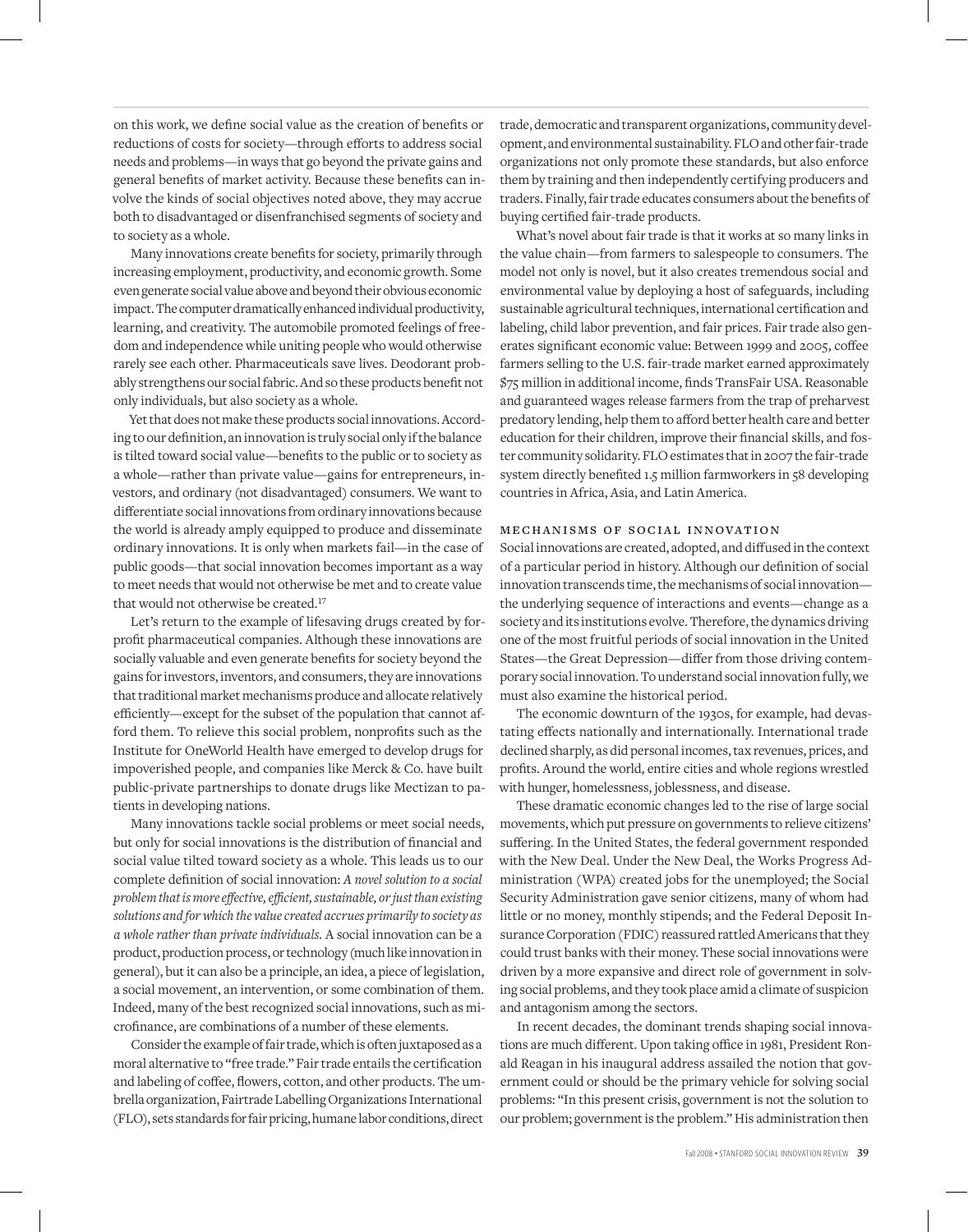on this work, we define social value as the creation of benefits or reductions of costs for society—through efforts to address social needs and problems—in ways that go beyond the private gains and general benefits of market activity. Because these benefits can involve the kinds of social objectives noted above, they may accrue both to disadvantaged or disenfranchised segments of society and to society as a whole.

Many innovations create benefits for society, primarily through increasing employment, productivity, and economic growth. Some even generate social value above and beyond their obvious economic impact. The computer dramatically enhanced individual productivity, learning, and creativity. The automobile promoted feelings of freedom and independence while uniting people who would otherwise rarely see each other. Pharmaceuticals save lives. Deodorant probably strengthens our social fabric. And so these products benefit not only individuals, but also society as a whole.

Yet that does not make these products social innovations. According to our definition, an innovation is truly social only if the balance is tilted toward social value—benefits to the public or to society as a whole—rather than private value—gains for entrepreneurs, investors, and ordinary (not disadvantaged) consumers. We want to differentiate social innovations from ordinary innovations because the world is already amply equipped to produce and disseminate ordinary innovations. It is only when markets fail—in the case of public goods—that social innovation becomes important as a way to meet needs that would not otherwise be met and to create value that would not otherwise be created.[17]

Let's return to the example of lifesaving drugs created by for-profit pharmaceutical companies. Although these innovations are socially valuable and even generate benefits for society beyond the gains for investors, inventors, and consumers, they are innovations that traditional market mechanisms produce and allocate relatively efficiently—except for the subset of the population that cannot afford them. To relieve this social problem, nonprofits such as the Institute for OneWorld Health have emerged to develop drugs for impoverished people, and companies like Merck & Co. have built public-private partnerships to donate drugs like Mectizan to patients in developing nations.

Many innovations tackle social problems or meet social needs, but only for social innovations is the distribution of financial and social value tilted toward society as a whole. This leads us to our complete definition of social innovation: *A novel solution to a social problem that is more effective, efficient, sustainable, or just than existing solutions and for which the value created accrues primarily to society as a whole rather than private individuals.* A social innovation can be a product, production process, or technology (much like innovation in general), but it can also be a principle, an idea, a piece of legislation, a social movement, an intervention, or some combination of them. Indeed, many of the best recognized social innovations, such as microfinance, are combinations of a number of these elements.

Consider the example of fair trade, which is often juxtaposed as a moral alternative to "free trade." Fair trade entails the certification and labeling of coffee, flowers, cotton, and other products. The umbrella organization, Fairtrade Labelling Organizations International (FLO), sets standards for fair pricing, humane labor conditions, direct trade, democratic and transparent organizations, community development, and environmental sustainability. FLO and other fair-trade organizations not only promote these standards, but also enforce them by training and then independently certifying producers and traders. Finally, fair trade educates consumers about the benefits of buying certified fair-trade products.

What's novel about fair trade is that it works at so many links in the value chain—from farmers to salespeople to consumers. The model not only is novel, but it also creates tremendous social and environmental value by deploying a host of safeguards, including sustainable agricultural techniques, international certification and labeling, child labor prevention, and fair prices. Fair trade also generates significant economic value: Between 1999 and 2005, coffee farmers selling to the U.S. fair-trade market earned approximately $75 million in additional income, finds TransFair USA. Reasonable and guaranteed wages release farmers from the trap of preharvest predatory lending, help them to afford better health care and better education for their children, improve their financial skills, and foster community solidarity. FLO estimates that in 2007 the fair-trade system directly benefited 1.5 million farmworkers in 58 developing countries in Africa, Asia, and Latin America.

## Mechanisms of Social Innovation

Social innovations are created, adopted, and diffused in the context of a particular period in history. Although our definition of social innovation transcends time, the mechanisms of social innovation—the underlying sequence of interactions and events—change as a society and its institutions evolve. Therefore, the dynamics driving one of the most fruitful periods of social innovation in the United States—the Great Depression—differ from those driving contemporary social innovation. To understand social innovation fully, we must also examine the historical period.

The economic downturn of the 1930s, for example, had devastating effects nationally and internationally. International trade declined sharply, as did personal incomes, tax revenues, prices, and profits. Around the world, entire cities and whole regions wrestled with hunger, homelessness, joblessness, and disease.

These dramatic economic changes led to the rise of large social movements, which put pressure on governments to relieve citizens' suffering. In the United States, the federal government responded with the New Deal. Under the New Deal, the Works Progress Administration (WPA) created jobs for the unemployed; the Social Security Administration gave senior citizens, many of whom had little or no money, monthly stipends; and the Federal Deposit Insurance Corporation (FDIC) reassured rattled Americans that they could trust banks with their money. These social innovations were driven by a more expansive and direct role of government in solving social problems, and they took place amid a climate of suspicion and antagonism among the sectors.

In recent decades, the dominant trends shaping social innovations are much different. Upon taking office in 1981, President Ronald Reagan in his inaugural address assailed the notion that government could or should be the primary vehicle for solving social problems: "In this present crisis, government is not the solution to our problem; government is the problem." His administration then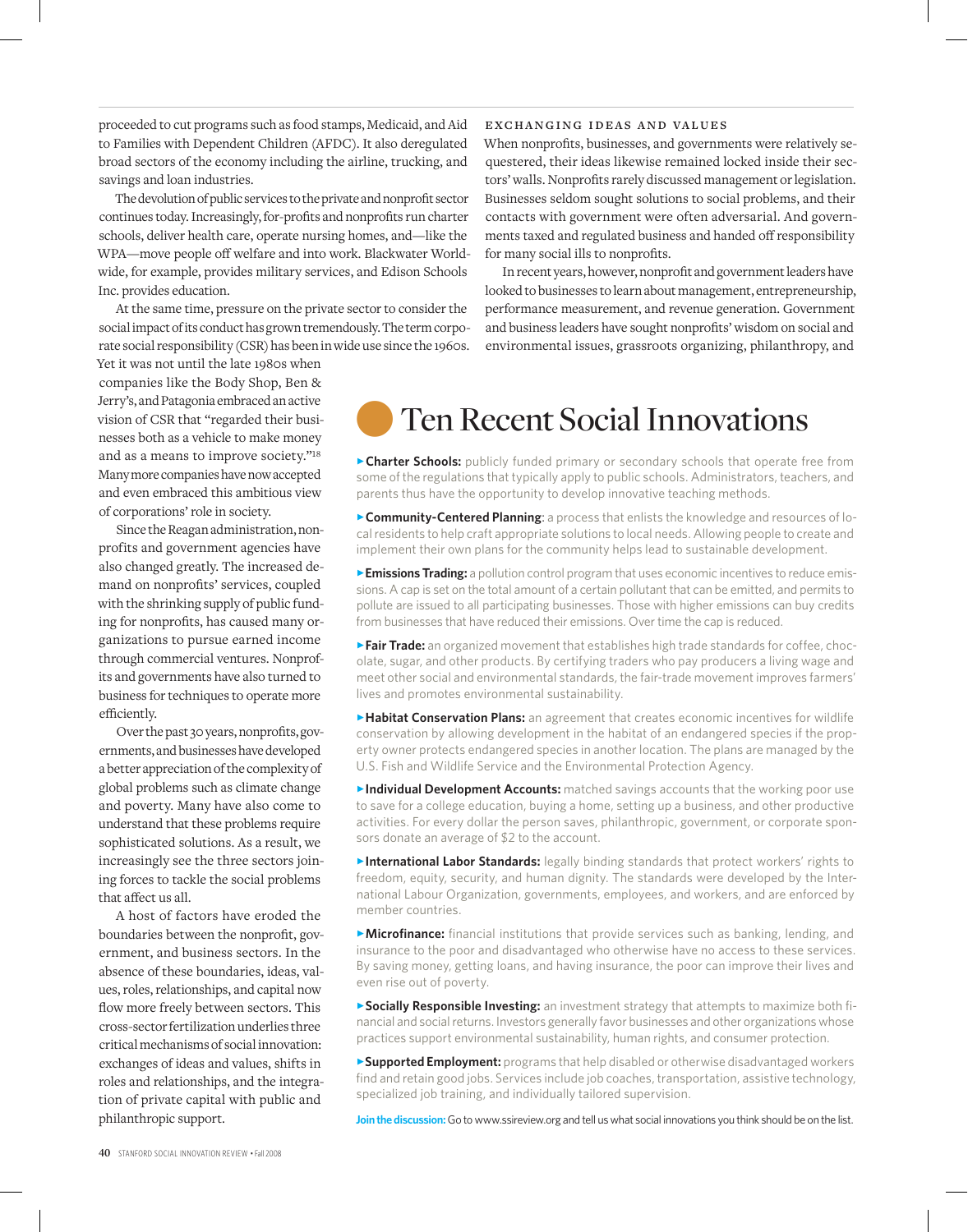proceeded to cut programs such as food stamps, Medicaid, and Aid to Families with Dependent Children (AFDC). It also deregulated broad sectors of the economy including the airline, trucking, and savings and loan industries.

The devolution of public services to the private and nonprofit sector continues today. Increasingly, for-profits and nonprofits run charter schools, deliver health care, operate nursing homes, and—like the WPA—move people off welfare and into work. Blackwater Worldwide, for example, provides military services, and Edison Schools Inc. provides education.

At the same time, pressure on the private sector to consider the social impact of its conduct has grown tremendously. The term corporate social responsibility (CSR) has been in wide use since the 1960s. Yet it was not until the late 1980s when companies like the Body Shop, Ben & Jerry's, and Patagonia embraced an active vision of CSR that "regarded their businesses both as a vehicle to make money and as a means to improve society."[18] Many more companies have now accepted and even embraced this ambitious view of corporations' role in society.

Since the Reagan administration, nonprofits and government agencies have also changed greatly. The increased demand on nonprofits' services, coupled with the shrinking supply of public funding for nonprofits, has caused many organizations to pursue earned income through commercial ventures. Nonprofits and governments have also turned to business for techniques to operate more efficiently.

Over the past 30 years, nonprofits, governments, and businesses have developed a better appreciation of the complexity of global problems such as climate change and poverty. Many have also come to understand that these problems require sophisticated solutions. As a result, we increasingly see the three sectors joining forces to tackle the social problems that affect us all.

A host of factors have eroded the boundaries between the nonprofit, government, and business sectors. In the absence of these boundaries, ideas, values, roles, relationships, and capital now flow more freely between sectors. This cross-sector fertilization underlies three critical mechanisms of social innovation: exchanges of ideas and values, shifts in roles and relationships, and the integration of private capital with public and philanthropic support.

### EXCHANGING IDEAS AND VALUES

When nonprofits, businesses, and governments were relatively sequestered, their ideas likewise remained locked inside their sectors' walls. Nonprofits rarely discussed management or legislation. Businesses seldom sought solutions to social problems, and their contacts with government were often adversarial. And governments taxed and regulated business and handed off responsibility for many social ills to nonprofits.

In recent years, however, nonprofit and government leaders have looked to businesses to learn about management, entrepreneurship, performance measurement, and revenue generation. Government and business leaders have sought nonprofits' wisdom on social and environmental issues, grassroots organizing, philanthropy, and

## Ten Recent Social Innovations

- **Charter Schools:** publicly funded primary or secondary schools that operate free from some of the regulations that typically apply to public schools. Administrators, teachers, and parents thus have the opportunity to develop innovative teaching methods.
- **Community-Centered Planning**: a process that enlists the knowledge and resources of local residents to help craft appropriate solutions to local needs. Allowing people to create and implement their own plans for the community helps lead to sustainable development.
- **Emissions Trading:** a pollution control program that uses economic incentives to reduce emissions. A cap is set on the total amount of a certain pollutant that can be emitted, and permits to pollute are issued to all participating businesses. Those with higher emissions can buy credits from businesses that have reduced their emissions. Over time the cap is reduced.
- **Fair Trade:** an organized movement that establishes high trade standards for coffee, chocolate, sugar, and other products. By certifying traders who pay producers a living wage and meet other social and environmental standards, the fair-trade movement improves farmers' lives and promotes environmental sustainability.
- **Habitat Conservation Plans:** an agreement that creates economic incentives for wildlife conservation by allowing development in the habitat of an endangered species if the property owner protects endangered species in another location. The plans are managed by the U.S. Fish and Wildlife Service and the Environmental Protection Agency.
- **Individual Development Accounts:** matched savings accounts that the working poor use to save for a college education, buying a home, setting up a business, and other productive activities. For every dollar the person saves, philanthropic, government, or corporate sponsors donate an average of $2 to the account.
- **International Labor Standards:** legally binding standards that protect workers' rights to freedom, equity, security, and human dignity. The standards were developed by the International Labour Organization, governments, employees, and workers, and are enforced by member countries.
- **Microfinance:** financial institutions that provide services such as banking, lending, and insurance to the poor and disadvantaged who otherwise have no access to these services. By saving money, getting loans, and having insurance, the poor can improve their lives and even rise out of poverty.
- **Socially Responsible Investing:** an investment strategy that attempts to maximize both financial and social returns. Investors generally favor businesses and other organizations whose practices support environmental sustainability, human rights, and consumer protection.
- **Supported Employment:** programs that help disabled or otherwise disadvantaged workers find and retain good jobs. Services include job coaches, transportation, assistive technology, specialized job training, and individually tailored supervision.

**Join the discussion:** Go to www.ssireview.org and tell us what social innovations you think should be on the list.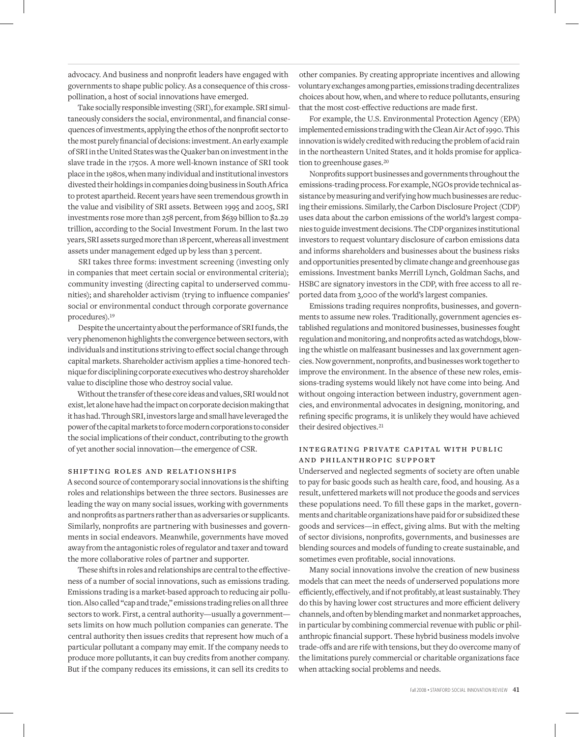advocacy. And business and nonprofit leaders have engaged with governments to shape public policy. As a consequence of this cross-pollination, a host of social innovations have emerged.

Take socially responsible investing (SRI), for example. SRI simultaneously considers the social, environmental, and financial consequences of investments, applying the ethos of the nonprofit sector to the most purely financial of decisions: investment. An early example of SRI in the United States was the Quaker ban on investment in the slave trade in the 1750s. A more well-known instance of SRI took place in the 1980s, when many individual and institutional investors divested their holdings in companies doing business in South Africa to protest apartheid. Recent years have seen tremendous growth in the value and visibility of SRI assets. Between 1995 and 2005, SRI investments rose more than 258 percent, from $639 billion to $2.29 trillion, according to the Social Investment Forum. In the last two years, SRI assets surged more than 18 percent, whereas all investment assets under management edged up by less than 3 percent.

SRI takes three forms: investment screening (investing only in companies that meet certain social or environmental criteria); community investing (directing capital to underserved communities); and shareholder activism (trying to influence companies' social or environmental conduct through corporate governance procedures).[19]

Despite the uncertainty about the performance of SRI funds, the very phenomenon highlights the convergence between sectors, with individuals and institutions striving to effect social change through capital markets. Shareholder activism applies a time-honored technique for disciplining corporate executives who destroy shareholder value to discipline those who destroy social value.

Without the transfer of these core ideas and values, SRI would not exist, let alone have had the impact on corporate decision making that it has had. Through SRI, investors large and small have leveraged the power of the capital markets to force modern corporations to consider the social implications of their conduct, contributing to the growth of yet another social innovation—the emergence of CSR.

### SHIFTING ROLES AND RELATIONSHIPS

A second source of contemporary social innovations is the shifting roles and relationships between the three sectors. Businesses are leading the way on many social issues, working with governments and nonprofits as partners rather than as adversaries or supplicants. Similarly, nonprofits are partnering with businesses and governments in social endeavors. Meanwhile, governments have moved away from the antagonistic roles of regulator and taxer and toward the more collaborative roles of partner and supporter.

These shifts in roles and relationships are central to the effectiveness of a number of social innovations, such as emissions trading. Emissions trading is a market-based approach to reducing air pollution. Also called "cap and trade," emissions trading relies on all three sectors to work. First, a central authority—usually a government—sets limits on how much pollution companies can generate. The central authority then issues credits that represent how much of a particular pollutant a company may emit. If the company needs to produce more pollutants, it can buy credits from another company. But if the company reduces its emissions, it can sell its credits to other companies. By creating appropriate incentives and allowing voluntary exchanges among parties, emissions trading decentralizes choices about how, when, and where to reduce pollutants, ensuring that the most cost-effective reductions are made first.

For example, the U.S. Environmental Protection Agency (EPA) implemented emissions trading with the Clean Air Act of 1990. This innovation is widely credited with reducing the problem of acid rain in the northeastern United States, and it holds promise for application to greenhouse gases.[20]

Nonprofits support businesses and governments throughout the emissions-trading process. For example, NGOs provide technical assistance by measuring and verifying how much businesses are reducing their emissions. Similarly, the Carbon Disclosure Project (CDP) uses data about the carbon emissions of the world's largest companies to guide investment decisions. The CDP organizes institutional investors to request voluntary disclosure of carbon emissions data and informs shareholders and businesses about the business risks and opportunities presented by climate change and greenhouse gas emissions. Investment banks Merrill Lynch, Goldman Sachs, and HSBC are signatory investors in the CDP, with free access to all reported data from 3,000 of the world's largest companies.

Emissions trading requires nonprofits, businesses, and governments to assume new roles. Traditionally, government agencies established regulations and monitored businesses, businesses fought regulation and monitoring, and nonprofits acted as watchdogs, blowing the whistle on malfeasant businesses and lax government agencies. Now government, nonprofits, and businesses work together to improve the environment. In the absence of these new roles, emissions-trading systems would likely not have come into being. And without ongoing interaction between industry, government agencies, and environmental advocates in designing, monitoring, and refining specific programs, it is unlikely they would have achieved their desired objectives.[21]

### INTEGRATING PRIVATE CAPITAL WITH PUBLIC AND PHILANTHROPIC SUPPORT

Underserved and neglected segments of society are often unable to pay for basic goods such as health care, food, and housing. As a result, unfettered markets will not produce the goods and services these populations need. To fill these gaps in the market, governments and charitable organizations have paid for or subsidized these goods and services—in effect, giving alms. But with the melting of sector divisions, nonprofits, governments, and businesses are blending sources and models of funding to create sustainable, and sometimes even profitable, social innovations.

Many social innovations involve the creation of new business models that can meet the needs of underserved populations more efficiently, effectively, and if not profitably, at least sustainably. They do this by having lower cost structures and more efficient delivery channels, and often by blending market and nonmarket approaches, in particular by combining commercial revenue with public or philanthropic financial support. These hybrid business models involve trade-offs and are rife with tensions, but they do overcome many of the limitations purely commercial or charitable organizations face when attacking social problems and needs.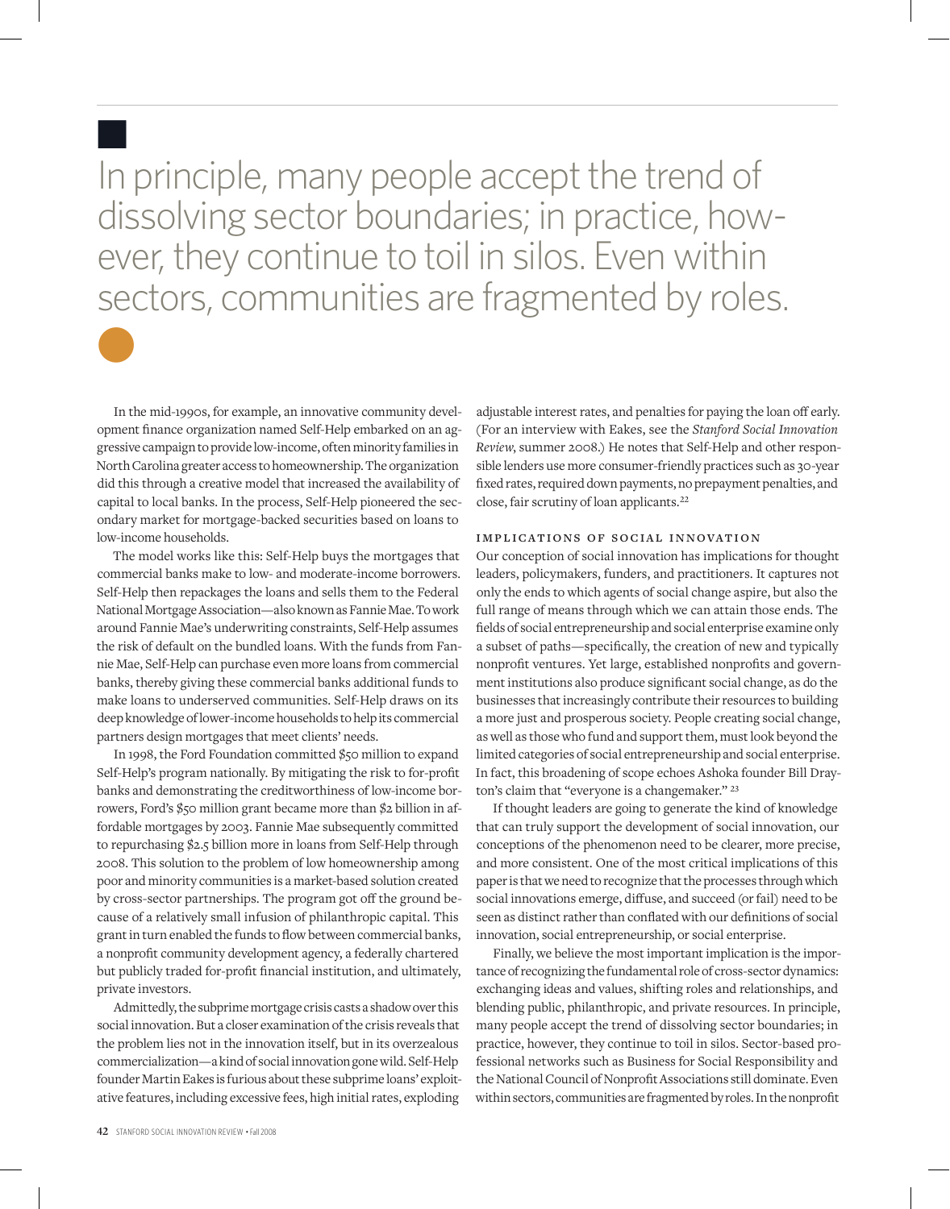In principle, many people accept the trend of dissolving sector boundaries; in practice, however, they continue to toil in silos. Even within sectors, communities are fragmented by roles.

In the mid-1990s, for example, an innovative community development finance organization named Self-Help embarked on an aggressive campaign to provide low-income, often minority families in North Carolina greater access to homeownership. The organization did this through a creative model that increased the availability of capital to local banks. In the process, Self-Help pioneered the secondary market for mortgage-backed securities based on loans to low-income households.

The model works like this: Self-Help buys the mortgages that commercial banks make to low- and moderate-income borrowers. Self-Help then repackages the loans and sells them to the Federal National Mortgage Association—also known as Fannie Mae. To work around Fannie Mae's underwriting constraints, Self-Help assumes the risk of default on the bundled loans. With the funds from Fannie Mae, Self-Help can purchase even more loans from commercial banks, thereby giving these commercial banks additional funds to make loans to underserved communities. Self-Help draws on its deep knowledge of lower-income households to help its commercial partners design mortgages that meet clients' needs.

In 1998, the Ford Foundation committed $50 million to expand Self-Help's program nationally. By mitigating the risk to for-profit banks and demonstrating the creditworthiness of low-income borrowers, Ford's $50 million grant became more than $2 billion in affordable mortgages by 2003. Fannie Mae subsequently committed to repurchasing $2.5 billion more in loans from Self-Help through 2008. This solution to the problem of low homeownership among poor and minority communities is a market-based solution created by cross-sector partnerships. The program got off the ground because of a relatively small infusion of philanthropic capital. This grant in turn enabled the funds to flow between commercial banks, a nonprofit community development agency, a federally chartered but publicly traded for-profit financial institution, and ultimately, private investors.

Admittedly, the subprime mortgage crisis casts a shadow over this social innovation. But a closer examination of the crisis reveals that the problem lies not in the innovation itself, but in its overzealous commercialization—a kind of social innovation gone wild. Self-Help founder Martin Eakes is furious about these subprime loans' exploitative features, including excessive fees, high initial rates, exploding adjustable interest rates, and penalties for paying the loan off early. (For an interview with Eakes, see the *Stanford Social Innovation Review*, summer 2008.) He notes that Self-Help and other responsible lenders use more consumer-friendly practices such as 30-year fixed rates, required down payments, no prepayment penalties, and close, fair scrutiny of loan applicants.[22]

### Implications of Social Innovation

Our conception of social innovation has implications for thought leaders, policymakers, funders, and practitioners. It captures not only the ends to which agents of social change aspire, but also the full range of means through which we can attain those ends. The fields of social entrepreneurship and social enterprise examine only a subset of paths—specifically, the creation of new and typically nonprofit ventures. Yet large, established nonprofits and government institutions also produce significant social change, as do the businesses that increasingly contribute their resources to building a more just and prosperous society. People creating social change, as well as those who fund and support them, must look beyond the limited categories of social entrepreneurship and social enterprise. In fact, this broadening of scope echoes Ashoka founder Bill Drayton's claim that "everyone is a changemaker."[23]

If thought leaders are going to generate the kind of knowledge that can truly support the development of social innovation, our conceptions of the phenomenon need to be clearer, more precise, and more consistent. One of the most critical implications of this paper is that we need to recognize that the processes through which social innovations emerge, diffuse, and succeed (or fail) need to be seen as distinct rather than conflated with our definitions of social innovation, social entrepreneurship, or social enterprise.

Finally, we believe the most important implication is the importance of recognizing the fundamental role of cross-sector dynamics: exchanging ideas and values, shifting roles and relationships, and blending public, philanthropic, and private resources. In principle, many people accept the trend of dissolving sector boundaries; in practice, however, they continue to toil in silos. Sector-based professional networks such as Business for Social Responsibility and the National Council of Nonprofit Associations still dominate. Even within sectors, communities are fragmented by roles. In the nonprofit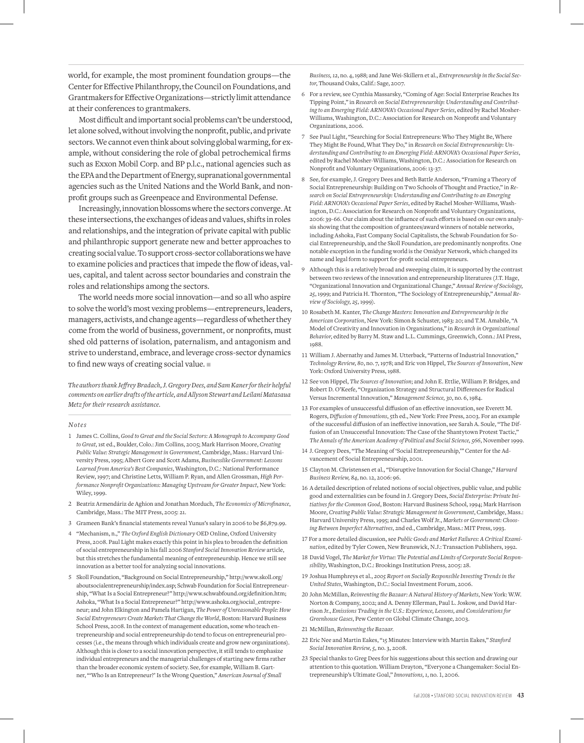world, for example, the most prominent foundation groups—the Center for Effective Philanthropy, the Council on Foundations, and Grantmakers for Effective Organizations—strictly limit attendance at their conferences to grantmakers.

Most difficult and important social problems can't be understood, let alone solved, without involving the nonprofit, public, and private sectors. We cannot even think about solving global warming, for example, without considering the role of global petrochemical firms such as Exxon Mobil Corp. and BP p.l.c., national agencies such as the EPA and the Department of Energy, supranational governmental agencies such as the United Nations and the World Bank, and nonprofit groups such as Greenpeace and Environmental Defense.

Increasingly, innovation blossoms where the sectors converge. At these intersections, the exchanges of ideas and values, shifts in roles and relationships, and the integration of private capital with public and philanthropic support generate new and better approaches to creating social value. To support cross-sector collaborations we have to examine policies and practices that impede the flow of ideas, values, capital, and talent across sector boundaries and constrain the roles and relationships among the sectors.

The world needs more social innovation—and so all who aspire to solve the world's most vexing problems—entrepreneurs, leaders, managers, activists, and change agents—regardless of whether they come from the world of business, government, or nonprofits, must shed old patterns of isolation, paternalism, and antagonism and strive to understand, embrace, and leverage cross-sector dynamics to find new ways of creating social value. ■

*The authors thank Jeffrey Bradach, J. Gregory Dees, and Sam Kaner for their helpful comments on earlier drafts of the article, and Allyson Stewart and Leilani Matasaua Metz for their research assistance.*

## Notes

1. James C. Collins, *Good to Great and the Social Sectors: A Monograph to Accompany Good to Great*, 1st ed., Boulder, Colo.: Jim Collins, 2005; Mark Harrison Moore, *Creating Public Value: Strategic Management in Government*, Cambridge, Mass.: Harvard University Press, 1995; Albert Gore and Scott Adams, *Businesslike Government: Lessons Learned from America's Best Companies*, Washington, D.C.: National Performance Review, 1997; and Christine Letts, William P. Ryan, and Allen Grossman, *High Performance Nonprofit Organizations: Managing Upstream for Greater Impact*, New York: Wiley, 1999.
2. Beatriz Armendáriz de Aghion and Jonathan Morduch, *The Economics of Microfinance*, Cambridge, Mass.: The MIT Press, 2005: 21.
3. Grameen Bank's financial statements reveal Yunus's salary in 2006 to be $6,879.99.
4. "Mechanism, n.," *The Oxford English Dictionary* OED Online, Oxford University Press, 2008. Paul Light makes exactly this point in his plea to broaden the definition of social entrepreneurship in his fall 2006 *Stanford Social Innovation Review* article, but this stretches the fundamental meaning of entrepreneurship. Hence we still see innovation as a better tool for analyzing social innovations.
5. Skoll Foundation, "Background on Social Entrepreneurship," http://www.skoll.org/aboutsocialentrepreneurship/index.asp; Schwab Foundation for Social Entrepreneurship, "What Is a Social Entrepreneur?" http://www.schwabfound.org/definition.htm; Ashoka, "What Is a Social Entrepreneur?" http://www.ashoka.org/social_entrepreneur; and John Elkington and Pamela Hartigan, *The Power of Unreasonable People: How Social Entrepreneurs Create Markets That Change the World*, Boston: Harvard Business School Press, 2008. In the context of management education, some who teach entrepreneurship and social entrepreneurship do tend to focus on entrepreneurial processes (i.e., the means through which individuals create and grow new organizations). Although this is closer to a social innovation perspective, it still tends to emphasize individual entrepreneurs and the managerial challenges of starting new firms rather than the broader economic system of society. See, for example, William B. Gartner, "'Who Is an Entrepreneur?' Is the Wrong Question," *American Journal of Small Business, 12*, no. 4, 1988; and Jane Wei-Skillern et al., *Entrepreneurship in the Social Sector*, Thousand Oaks, Calif.: Sage, 2007.
6. For a review, see Cynthia Massarsky, "Coming of Age: Social Enterprise Reaches Its Tipping Point," in *Research on Social Entrepreneurship: Understanding and Contributing to an Emerging Field: ARNOVA's Occasional Paper Series*, edited by Rachel Mosher-Williams, Washington, D.C.: Association for Research on Nonprofit and Voluntary Organizations, 2006.
7. See Paul Light, "Searching for Social Entrepreneurs: Who They Might Be, Where They Might Be Found, What They Do," in *Research on Social Entrepreneurship: Understanding and Contributing to an Emerging Field: ARNOVA's Occasional Paper Series*, edited by Rachel Mosher-Williams, Washington, D.C.: Association for Research on Nonprofit and Voluntary Organizations, 2006: 13-37.
8. See, for example, J. Gregory Dees and Beth Battle Anderson, "Framing a Theory of Social Entrepreneurship: Building on Two Schools of Thought and Practice," in *Research on Social Entrepreneurship: Understanding and Contributing to an Emerging Field: ARNOVA's Occasional Paper Series*, edited by Rachel Mosher-Williams, Washington, D.C.: Association for Research on Nonprofit and Voluntary Organizations, 2006: 39-66. Our claim about the influence of such efforts is based on our own analysis showing that the composition of grantees/award winners of notable networks, including Ashoka, Fast Company Social Capitalists, the Schwab Foundation for Social Entrepreneurship, and the Skoll Foundation, are predominantly nonprofits. One notable exception in the funding world is the Omidyar Network, which changed its name and legal form to support for-profit social entrepreneurs.
9. Although this is a relatively broad and sweeping claim, it is supported by the contrast between two reviews of the innovation and entrepreneurship literatures (J.T. Hage, "Organizational Innovation and Organizational Change," *Annual Review of Sociology, 25*, 1999; and Patricia H. Thornton, "The Sociology of Entrepreneurship," *Annual Review of Sociology, 25*, 1999).
10. Rosabeth M. Kanter, *The Change Masters: Innovation and Entrepreneurship in the American Corporation*, New York: Simon & Schuster, 1983: 20; and T.M. Amabile, "A Model of Creativity and Innovation in Organizations," in *Research in Organizational Behavior*, edited by Barry M. Staw and L.L. Cummings, Greenwich, Conn.: JAI Press, 1988.
11. William J. Abernathy and James M. Utterback, "Patterns of Industrial Innovation," *Technology Review, 80*, no. 7, 1978; and Eric von Hippel, *The Sources of Innovation*, New York: Oxford University Press, 1988.
12. See von Hippel, *The Sources of Innovation*; and John E. Ettlie, William P. Bridges, and Robert D. O'Keefe, "Organization Strategy and Structural Differences for Radical Versus Incremental Innovation," *Management Science, 30*, no. 6, 1984.
13. For examples of unsuccessful diffusion of an effective innovation, see Everett M. Rogers, *Diffusion of Innovations*, 5th ed., New York: Free Press, 2003. For an example of the successful diffusion of an ineffective innovation, see Sarah A. Soule, "The Diffusion of an Unsuccessful Innovation: The Case of the Shantytown Protest Tactic," *The Annals of the American Academy of Political and Social Science, 566*, November 1999.
14. J. Gregory Dees, "The Meaning of 'Social Entrepreneurship,'" Center for the Advancement of Social Entrepreneurship, 2001.
15. Clayton M. Christensen et al., "Disruptive Innovation for Social Change," *Harvard Business Review, 84*, no. 12, 2006: 96.
16. A detailed description of related notions of social objectives, public value, and public good and externalities can be found in J. Gregory Dees, *Social Enterprise: Private Initiatives for the Common Good*, Boston: Harvard Business School, 1994; Mark Harrison Moore, *Creating Public Value: Strategic Management in Government*, Cambridge, Mass.: Harvard University Press, 1995; and Charles Wolf Jr., *Markets or Government: Choosing Between Imperfect Alternatives*, 2nd ed., Cambridge, Mass.: MIT Press, 1993.
17. For a more detailed discussion, see *Public Goods and Market Failures: A Critical Examination*, edited by Tyler Cowen, New Brunswick, N.J.: Transaction Publishers, 1992.
18. David Vogel, *The Market for Virtue: The Potential and Limits of Corporate Social Responsibility*, Washington, D.C.: Brookings Institution Press, 2005: 28.
19. Joshua Humphreys et al., *2005 Report on Socially Responsible Investing Trends in the United States*, Washington, D.C.: Social Investment Forum, 2006.
20. John McMillan, *Reinventing the Bazaar: A Natural History of Markets*, New York: W.W. Norton & Company, 2002; and A. Denny Ellerman, Paul L. Joskow, and David Harrison Jr., *Emissions Trading in the U.S.: Experience, Lessons, and Considerations for Greenhouse Gases*, Pew Center on Global Climate Change, 2003.
21. McMillan, *Reinventing the Bazaar*.
22. Eric Nee and Martin Eakes, "15 Minutes: Interview with Martin Eakes," *Stanford Social Innovation Review, 5*, no. 3, 2008.
23. Special thanks to Greg Dees for his suggestions about this section and drawing our attention to this quotation. William Drayton, "Everyone a Changemaker: Social Entrepreneurship's Ultimate Goal," *Innovations, 1*, no. 1, 2006.